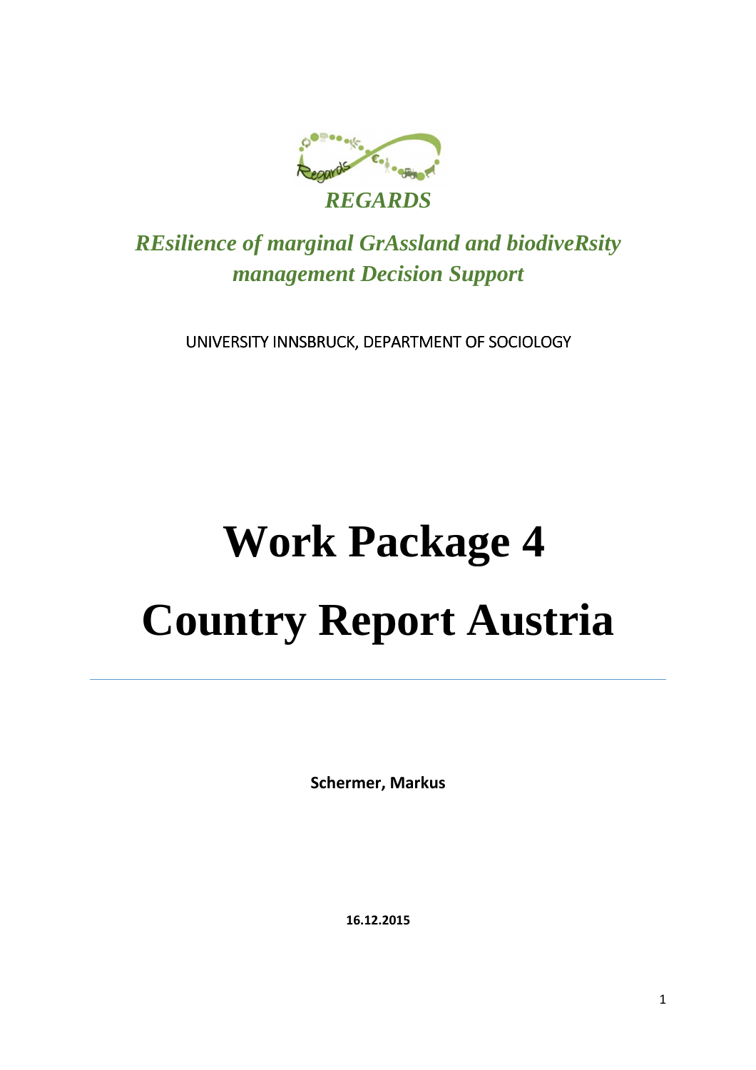*REGARDS*

*REsilience of marginal GrAssland and biodiveRsity management Decision Support*

UNIVERSITY INNSBRUCK, DEPARTMENT OF SOCIOLOGY

# Work Package 4

# Country Report Austria

---

**Schermer, Markus**

**16.12.2015**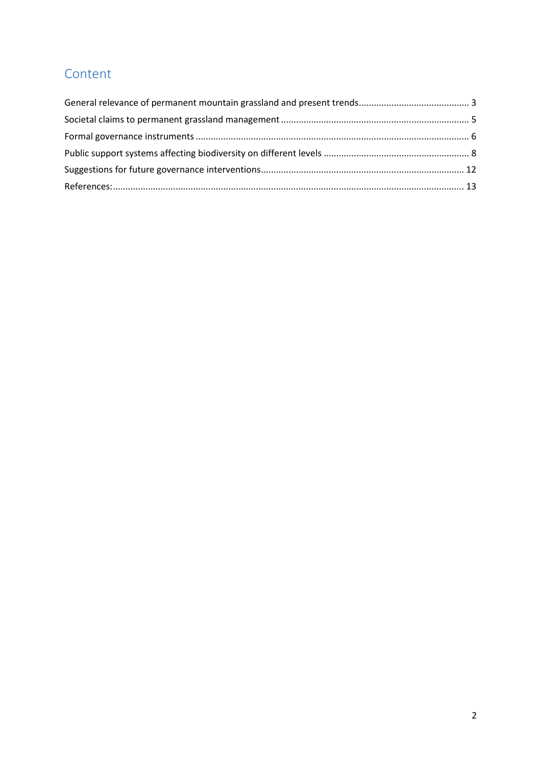## Content

General relevance of permanent mountain grassland and present trends............................................ 3

Societal claims to permanent grassland management ........................................................................... 5

Formal governance instruments ............................................................................................................ 6

Public support systems affecting biodiversity on different levels .......................................................... 8

Suggestions for future governance interventions................................................................................ 12

References:.......................................................................................................................................... 13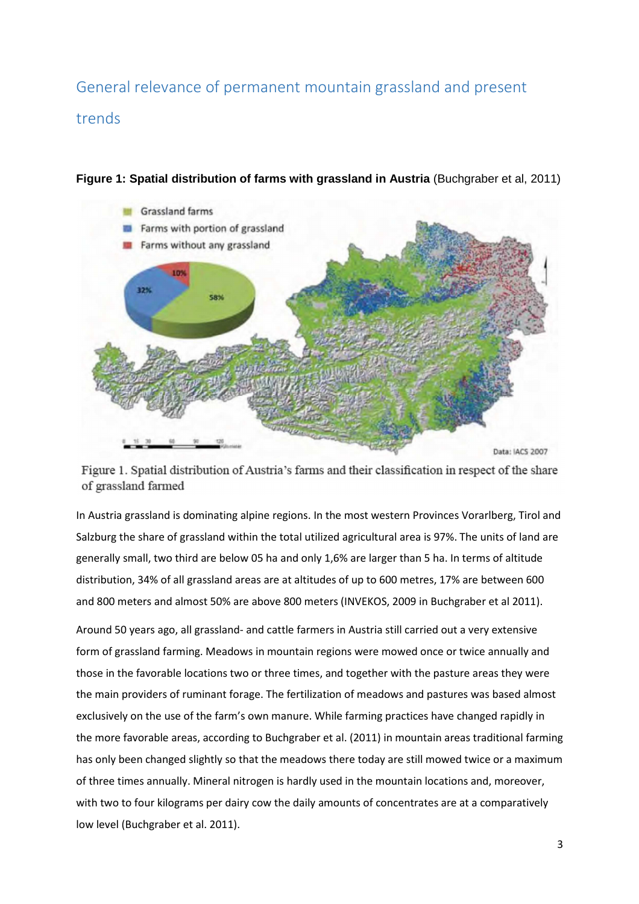## General relevance of permanent mountain grassland and present trends

**Figure 1: Spatial distribution of farms with grassland in Austria** (Buchgraber et al, 2011)

Figure 1. Spatial distribution of Austria's farms and their classification in respect of the share of grassland farmed

In Austria grassland is dominating alpine regions. In the most western Provinces Vorarlberg, Tirol and Salzburg the share of grassland within the total utilized agricultural area is 97%. The units of land are generally small, two third are below 05 ha and only 1,6% are larger than 5 ha. In terms of altitude distribution, 34% of all grassland areas are at altitudes of up to 600 metres, 17% are between 600 and 800 meters and almost 50% are above 800 meters (INVEKOS, 2009 in Buchgraber et al 2011).

Around 50 years ago, all grassland- and cattle farmers in Austria still carried out a very extensive form of grassland farming. Meadows in mountain regions were mowed once or twice annually and those in the favorable locations two or three times, and together with the pasture areas they were the main providers of ruminant forage. The fertilization of meadows and pastures was based almost exclusively on the use of the farm's own manure. While farming practices have changed rapidly in the more favorable areas, according to Buchgraber et al. (2011) in mountain areas traditional farming has only been changed slightly so that the meadows there today are still mowed twice or a maximum of three times annually. Mineral nitrogen is hardly used in the mountain locations and, moreover, with two to four kilograms per dairy cow the daily amounts of concentrates are at a comparatively low level (Buchgraber et al. 2011).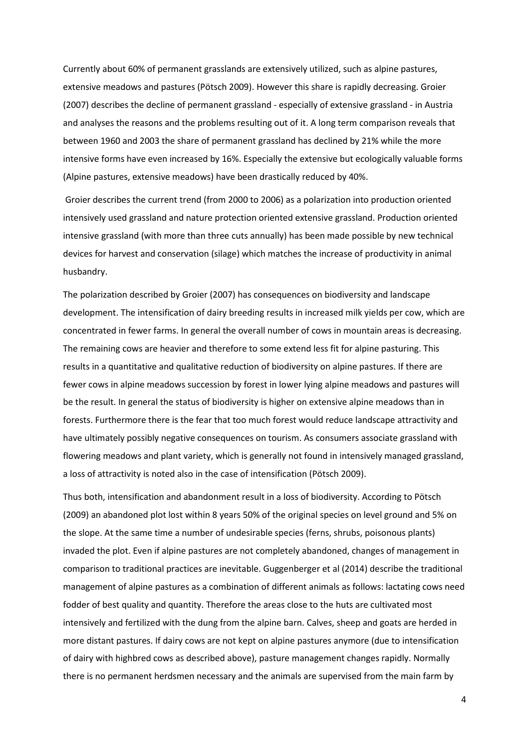Currently about 60% of permanent grasslands are extensively utilized, such as alpine pastures, extensive meadows and pastures (Pötsch 2009). However this share is rapidly decreasing. Groier (2007) describes the decline of permanent grassland - especially of extensive grassland - in Austria and analyses the reasons and the problems resulting out of it. A long term comparison reveals that between 1960 and 2003 the share of permanent grassland has declined by 21% while the more intensive forms have even increased by 16%. Especially the extensive but ecologically valuable forms (Alpine pastures, extensive meadows) have been drastically reduced by 40%.

Groier describes the current trend (from 2000 to 2006) as a polarization into production oriented intensively used grassland and nature protection oriented extensive grassland. Production oriented intensive grassland (with more than three cuts annually) has been made possible by new technical devices for harvest and conservation (silage) which matches the increase of productivity in animal husbandry.

The polarization described by Groier (2007) has consequences on biodiversity and landscape development. The intensification of dairy breeding results in increased milk yields per cow, which are concentrated in fewer farms. In general the overall number of cows in mountain areas is decreasing. The remaining cows are heavier and therefore to some extend less fit for alpine pasturing. This results in a quantitative and qualitative reduction of biodiversity on alpine pastures. If there are fewer cows in alpine meadows succession by forest in lower lying alpine meadows and pastures will be the result. In general the status of biodiversity is higher on extensive alpine meadows than in forests. Furthermore there is the fear that too much forest would reduce landscape attractivity and have ultimately possibly negative consequences on tourism. As consumers associate grassland with flowering meadows and plant variety, which is generally not found in intensively managed grassland, a loss of attractivity is noted also in the case of intensification (Pötsch 2009).

Thus both, intensification and abandonment result in a loss of biodiversity. According to Pötsch (2009) an abandoned plot lost within 8 years 50% of the original species on level ground and 5% on the slope. At the same time a number of undesirable species (ferns, shrubs, poisonous plants) invaded the plot. Even if alpine pastures are not completely abandoned, changes of management in comparison to traditional practices are inevitable. Guggenberger et al (2014) describe the traditional management of alpine pastures as a combination of different animals as follows: lactating cows need fodder of best quality and quantity. Therefore the areas close to the huts are cultivated most intensively and fertilized with the dung from the alpine barn. Calves, sheep and goats are herded in more distant pastures. If dairy cows are not kept on alpine pastures anymore (due to intensification of dairy with highbred cows as described above), pasture management changes rapidly. Normally there is no permanent herdsmen necessary and the animals are supervised from the main farm by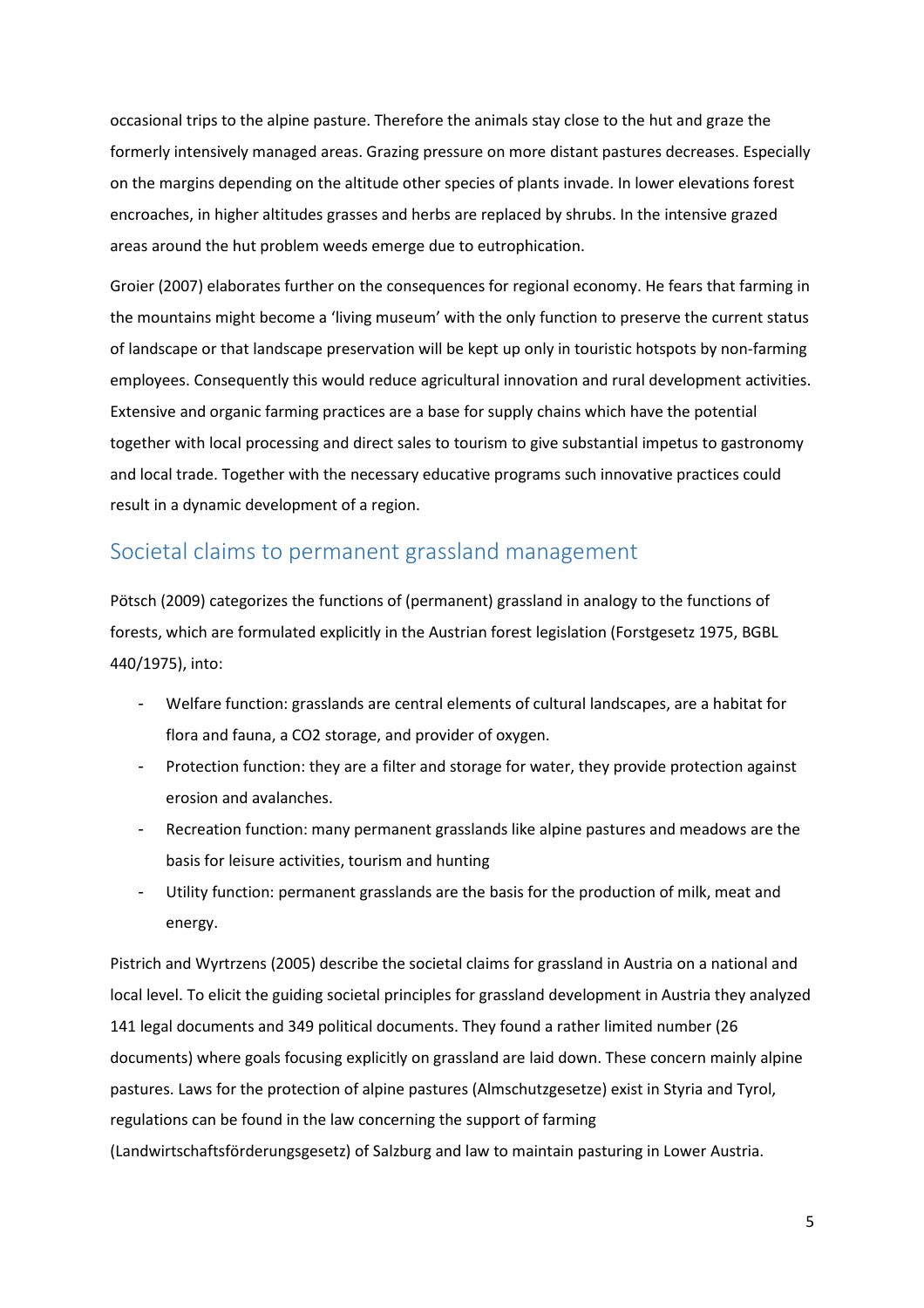occasional trips to the alpine pasture. Therefore the animals stay close to the hut and graze the formerly intensively managed areas. Grazing pressure on more distant pastures decreases. Especially on the margins depending on the altitude other species of plants invade. In lower elevations forest encroaches, in higher altitudes grasses and herbs are replaced by shrubs. In the intensive grazed areas around the hut problem weeds emerge due to eutrophication.

Groier (2007) elaborates further on the consequences for regional economy. He fears that farming in the mountains might become a 'living museum' with the only function to preserve the current status of landscape or that landscape preservation will be kept up only in touristic hotspots by non-farming employees. Consequently this would reduce agricultural innovation and rural development activities. Extensive and organic farming practices are a base for supply chains which have the potential together with local processing and direct sales to tourism to give substantial impetus to gastronomy and local trade. Together with the necessary educative programs such innovative practices could result in a dynamic development of a region.

## Societal claims to permanent grassland management

Pötsch (2009) categorizes the functions of (permanent) grassland in analogy to the functions of forests, which are formulated explicitly in the Austrian forest legislation (Forstgesetz 1975, BGBL 440/1975), into:

- Welfare function: grasslands are central elements of cultural landscapes, are a habitat for flora and fauna, a $CO_2$ storage, and provider of oxygen.
- Protection function: they are a filter and storage for water, they provide protection against erosion and avalanches.
- Recreation function: many permanent grasslands like alpine pastures and meadows are the basis for leisure activities, tourism and hunting
- Utility function: permanent grasslands are the basis for the production of milk, meat and energy.

Pistrich and Wyrtrzens (2005) describe the societal claims for grassland in Austria on a national and local level. To elicit the guiding societal principles for grassland development in Austria they analyzed 141 legal documents and 349 political documents. They found a rather limited number (26 documents) where goals focusing explicitly on grassland are laid down. These concern mainly alpine pastures. Laws for the protection of alpine pastures (Almschutzgesetze) exist in Styria and Tyrol, regulations can be found in the law concerning the support of farming (Landwirtschaftsförderungsgesetz) of Salzburg and law to maintain pasturing in Lower Austria.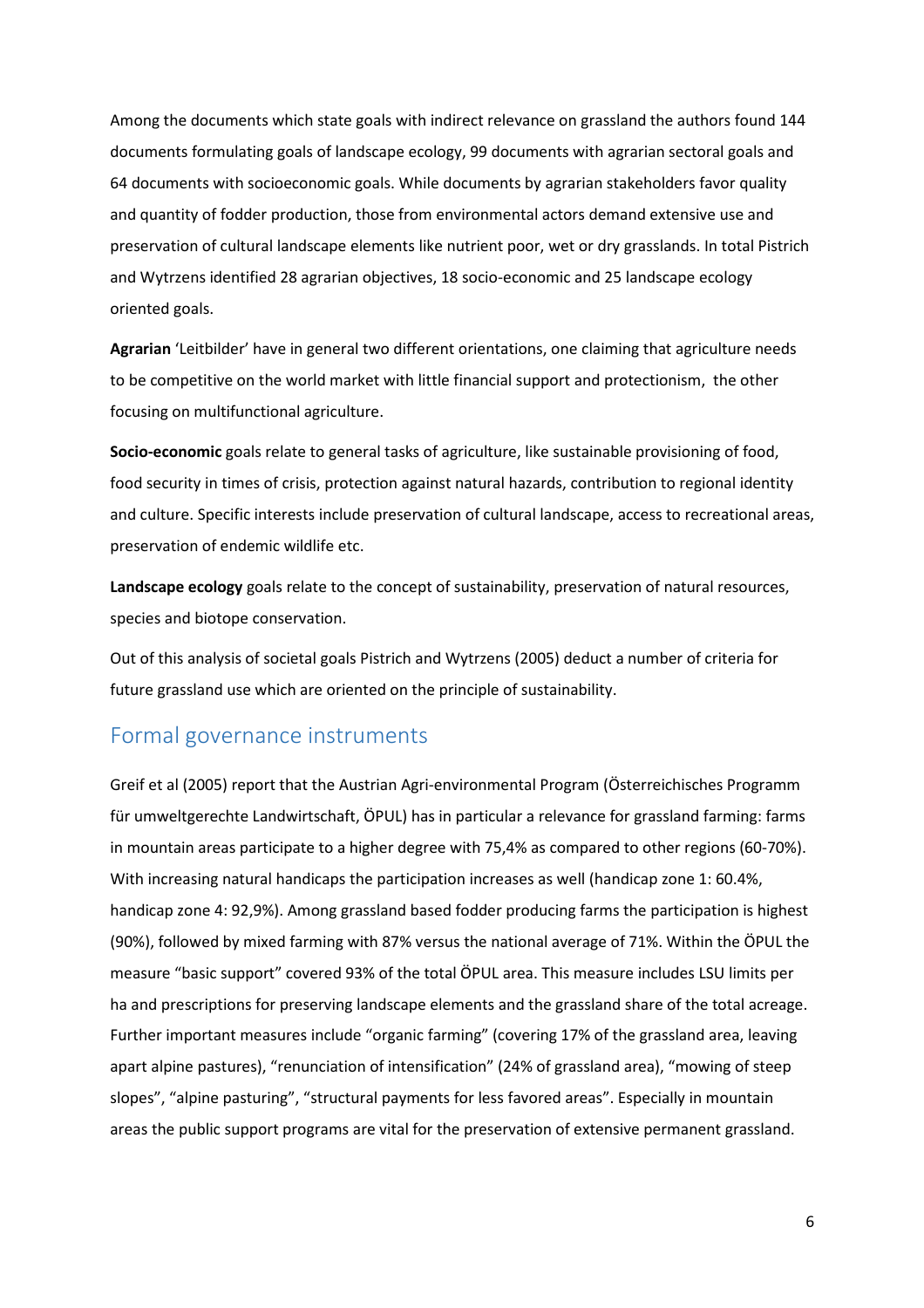Among the documents which state goals with indirect relevance on grassland the authors found 144 documents formulating goals of landscape ecology, 99 documents with agrarian sectoral goals and 64 documents with socioeconomic goals. While documents by agrarian stakeholders favor quality and quantity of fodder production, those from environmental actors demand extensive use and preservation of cultural landscape elements like nutrient poor, wet or dry grasslands. In total Pistrich and Wytrzens identified 28 agrarian objectives, 18 socio-economic and 25 landscape ecology oriented goals.

**Agrarian** 'Leitbilder' have in general two different orientations, one claiming that agriculture needs to be competitive on the world market with little financial support and protectionism, the other focusing on multifunctional agriculture.

**Socio-economic** goals relate to general tasks of agriculture, like sustainable provisioning of food, food security in times of crisis, protection against natural hazards, contribution to regional identity and culture. Specific interests include preservation of cultural landscape, access to recreational areas, preservation of endemic wildlife etc.

**Landscape ecology** goals relate to the concept of sustainability, preservation of natural resources, species and biotope conservation.

Out of this analysis of societal goals Pistrich and Wytrzens (2005) deduct a number of criteria for future grassland use which are oriented on the principle of sustainability.

## Formal governance instruments

Greif et al (2005) report that the Austrian Agri-environmental Program (Österreichisches Programm für umweltgerechte Landwirtschaft, ÖPUL) has in particular a relevance for grassland farming: farms in mountain areas participate to a higher degree with 75,4% as compared to other regions (60-70%). With increasing natural handicaps the participation increases as well (handicap zone 1: 60.4%, handicap zone 4: 92,9%). Among grassland based fodder producing farms the participation is highest (90%), followed by mixed farming with 87% versus the national average of 71%. Within the ÖPUL the measure "basic support" covered 93% of the total ÖPUL area. This measure includes LSU limits per ha and prescriptions for preserving landscape elements and the grassland share of the total acreage. Further important measures include "organic farming" (covering 17% of the grassland area, leaving apart alpine pastures), "renunciation of intensification" (24% of grassland area), "mowing of steep slopes", "alpine pasturing", "structural payments for less favored areas". Especially in mountain areas the public support programs are vital for the preservation of extensive permanent grassland.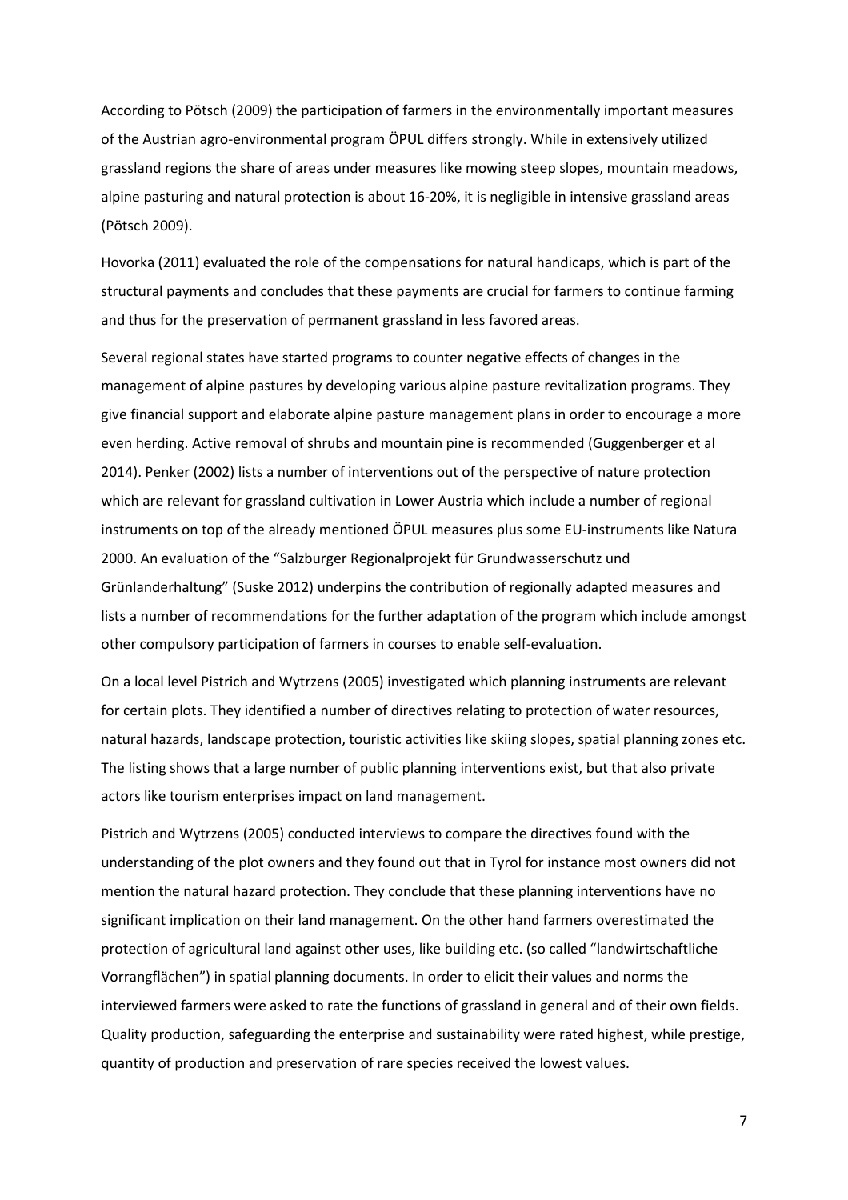According to Pötsch (2009) the participation of farmers in the environmentally important measures of the Austrian agro-environmental program ÖPUL differs strongly. While in extensively utilized grassland regions the share of areas under measures like mowing steep slopes, mountain meadows, alpine pasturing and natural protection is about 16-20%, it is negligible in intensive grassland areas (Pötsch 2009).

Hovorka (2011) evaluated the role of the compensations for natural handicaps, which is part of the structural payments and concludes that these payments are crucial for farmers to continue farming and thus for the preservation of permanent grassland in less favored areas.

Several regional states have started programs to counter negative effects of changes in the management of alpine pastures by developing various alpine pasture revitalization programs. They give financial support and elaborate alpine pasture management plans in order to encourage a more even herding. Active removal of shrubs and mountain pine is recommended (Guggenberger et al 2014). Penker (2002) lists a number of interventions out of the perspective of nature protection which are relevant for grassland cultivation in Lower Austria which include a number of regional instruments on top of the already mentioned ÖPUL measures plus some EU-instruments like Natura 2000. An evaluation of the "Salzburger Regionalprojekt für Grundwasserschutz und Grünlanderhaltung" (Suske 2012) underpins the contribution of regionally adapted measures and lists a number of recommendations for the further adaptation of the program which include amongst other compulsory participation of farmers in courses to enable self-evaluation.

On a local level Pistrich and Wytrzens (2005) investigated which planning instruments are relevant for certain plots. They identified a number of directives relating to protection of water resources, natural hazards, landscape protection, touristic activities like skiing slopes, spatial planning zones etc. The listing shows that a large number of public planning interventions exist, but that also private actors like tourism enterprises impact on land management.

Pistrich and Wytrzens (2005) conducted interviews to compare the directives found with the understanding of the plot owners and they found out that in Tyrol for instance most owners did not mention the natural hazard protection. They conclude that these planning interventions have no significant implication on their land management. On the other hand farmers overestimated the protection of agricultural land against other uses, like building etc. (so called "landwirtschaftliche Vorrangflächen") in spatial planning documents. In order to elicit their values and norms the interviewed farmers were asked to rate the functions of grassland in general and of their own fields. Quality production, safeguarding the enterprise and sustainability were rated highest, while prestige, quantity of production and preservation of rare species received the lowest values.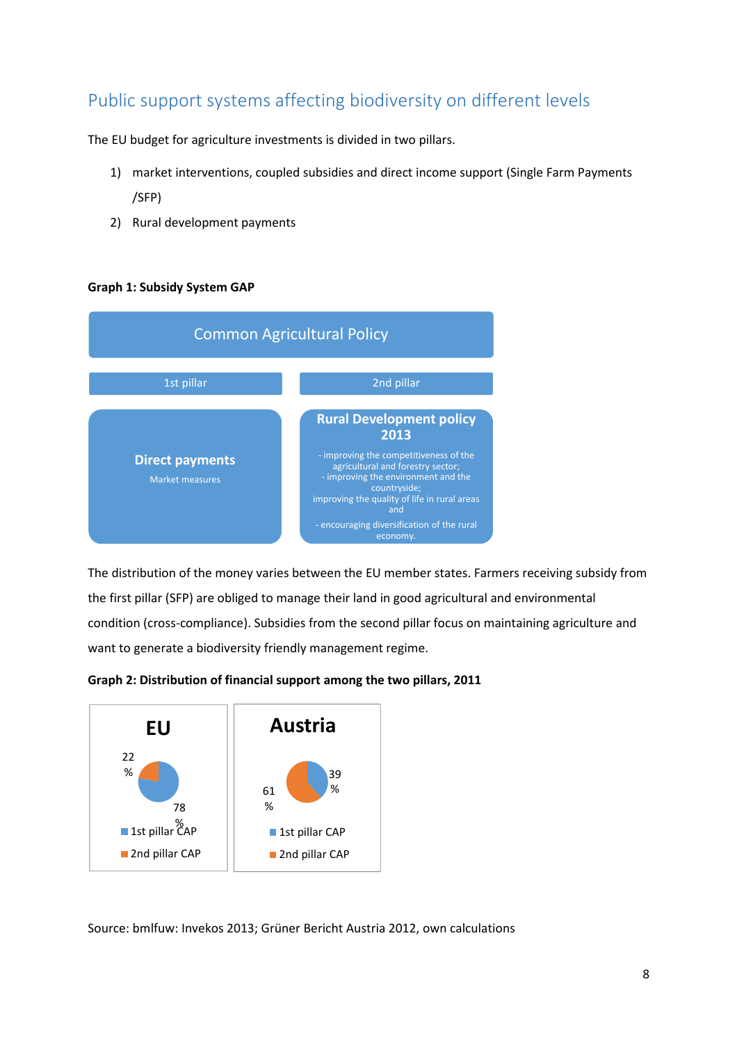## Public support systems affecting biodiversity on different levels

The EU budget for agriculture investments is divided in two pillars.

1) market interventions, coupled subsidies and direct income support (Single Farm Payments /SFP)
2) Rural development payments

**Graph 1: Subsidy System GAP**

Common Agricultural Policy

| 1st pillar | 2nd pillar |
|---|---|
| **Direct payments**<br>Market measures | **Rural Development policy 2013**<br>- improving the competitiveness of the agricultural and forestry sector;<br>- improving the environment and the countryside;<br>improving the quality of life in rural areas and<br>- encouraging diversification of the rural economy. |

The distribution of the money varies between the EU member states. Farmers receiving subsidy from the first pillar (SFP) are obliged to manage their land in good agricultural and environmental condition (cross-compliance). Subsidies from the second pillar focus on maintaining agriculture and want to generate a biodiversity friendly management regime.

**Graph 2: Distribution of financial support among the two pillars, 2011**

| | EU | Austria |
|---|---|---|
| 1st pillar CAP | 78 % | 39 % |
| 2nd pillar CAP | 22 % | 61 % |

Source: bmlfuw: Invekos 2013; Grüner Bericht Austria 2012, own calculations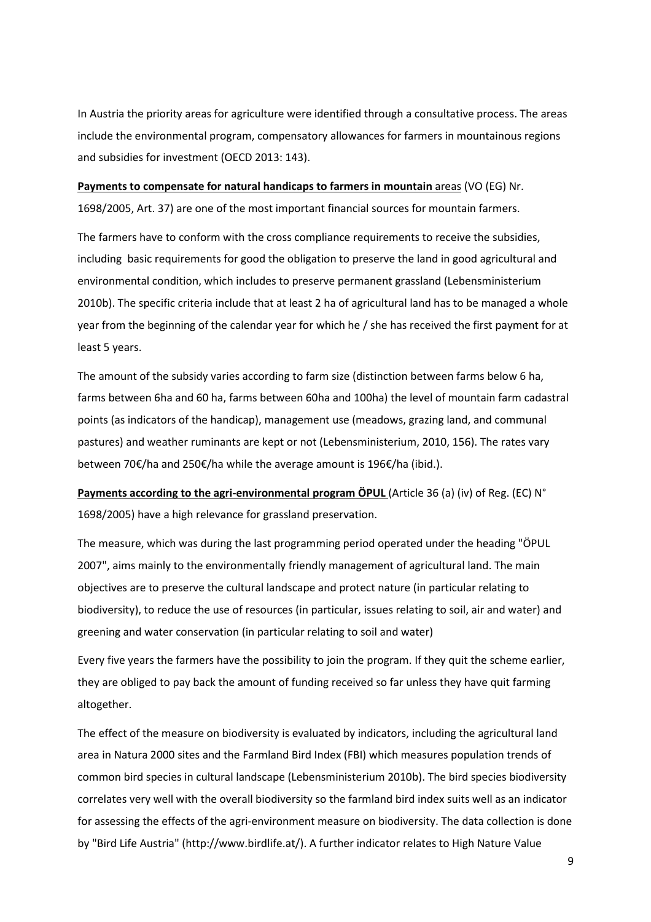In Austria the priority areas for agriculture were identified through a consultative process. The areas include the environmental program, compensatory allowances for farmers in mountainous regions and subsidies for investment (OECD 2013: 143).

**Payments to compensate for natural handicaps to farmers in mountain** areas (VO (EG) Nr. 1698/2005, Art. 37) are one of the most important financial sources for mountain farmers.

The farmers have to conform with the cross compliance requirements to receive the subsidies, including basic requirements for good the obligation to preserve the land in good agricultural and environmental condition, which includes to preserve permanent grassland (Lebensministerium 2010b). The specific criteria include that at least 2 ha of agricultural land has to be managed a whole year from the beginning of the calendar year for which he / she has received the first payment for at least 5 years.

The amount of the subsidy varies according to farm size (distinction between farms below 6 ha, farms between 6ha and 60 ha, farms between 60ha and 100ha) the level of mountain farm cadastral points (as indicators of the handicap), management use (meadows, grazing land, and communal pastures) and weather ruminants are kept or not (Lebensministerium, 2010, 156). The rates vary between 70€/ha and 250€/ha while the average amount is 196€/ha (ibid.).

**Payments according to the agri-environmental program ÖPUL** (Article 36 (a) (iv) of Reg. (EC) N° 1698/2005) have a high relevance for grassland preservation.

The measure, which was during the last programming period operated under the heading "ÖPUL 2007", aims mainly to the environmentally friendly management of agricultural land. The main objectives are to preserve the cultural landscape and protect nature (in particular relating to biodiversity), to reduce the use of resources (in particular, issues relating to soil, air and water) and greening and water conservation (in particular relating to soil and water)

Every five years the farmers have the possibility to join the program. If they quit the scheme earlier, they are obliged to pay back the amount of funding received so far unless they have quit farming altogether.

The effect of the measure on biodiversity is evaluated by indicators, including the agricultural land area in Natura 2000 sites and the Farmland Bird Index (FBI) which measures population trends of common bird species in cultural landscape (Lebensministerium 2010b). The bird species biodiversity correlates very well with the overall biodiversity so the farmland bird index suits well as an indicator for assessing the effects of the agri-environment measure on biodiversity. The data collection is done by "Bird Life Austria" (http://www.birdlife.at/). A further indicator relates to High Nature Value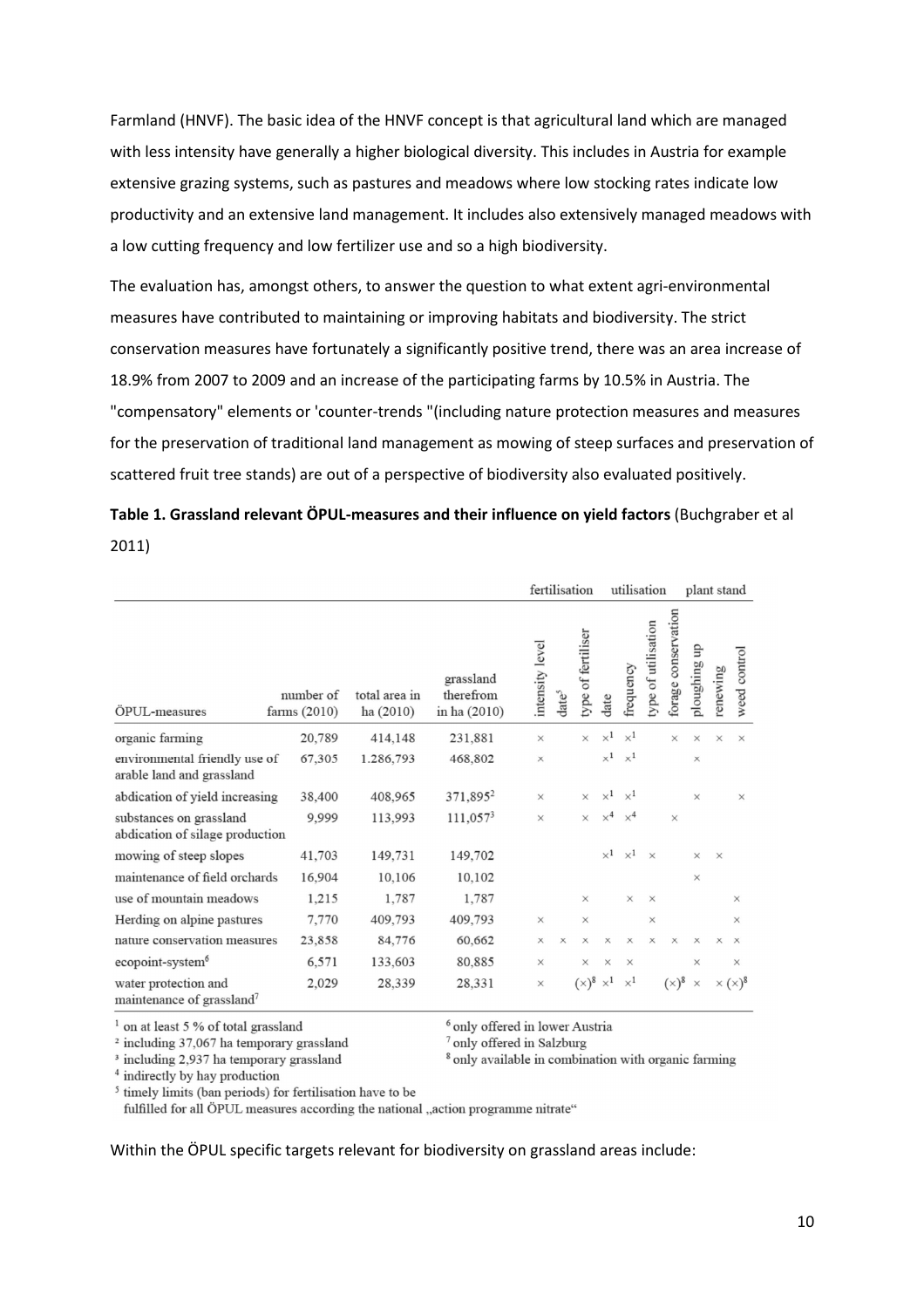Farmland (HNVF). The basic idea of the HNVF concept is that agricultural land which are managed with less intensity have generally a higher biological diversity. This includes in Austria for example extensive grazing systems, such as pastures and meadows where low stocking rates indicate low productivity and an extensive land management. It includes also extensively managed meadows with a low cutting frequency and low fertilizer use and so a high biodiversity.

The evaluation has, amongst others, to answer the question to what extent agri-environmental measures have contributed to maintaining or improving habitats and biodiversity. The strict conservation measures have fortunately a significantly positive trend, there was an area increase of 18.9% from 2007 to 2009 and an increase of the participating farms by 10.5% in Austria. The "compensatory" elements or 'counter-trends "(including nature protection measures and measures for the preservation of traditional land management as mowing of steep surfaces and preservation of scattered fruit tree stands) are out of a perspective of biodiversity also evaluated positively.

**Table 1. Grassland relevant ÖPUL-measures and their influence on yield factors** (Buchgraber et al 2011)

| | | | | fertilisation | | | utilisation | | | | plant stand | | |
|---|---|---|---|---|---|---|---|---|---|---|---|---|---|
| ÖPUL-measures | number of farms (2010) | total area in ha (2010) | grassland therefrom in ha (2010) | intensity level | date[5] | type of fertiliser | date | frequency | type of utilisation | forage conservation | ploughing up | renewing | weed control |
| organic farming | 20,789 | 414,148 | 231,881 | × | | × | ×[1] | ×[1] | | × | × | × | × |
| environmental friendly use of arable land and grassland | 67,305 | 1.286,793 | 468,802 | × | | | ×[1] | ×[1] | | | × | | |
| abdication of yield increasing substances on grassland | 38,400 | 408,965 | 371,895[2] | × | | × | ×[1] | ×[1] | | | × | | × |
| abdication of silage production | 9,999 | 113,993 | 111,057[3] | × | | × | ×[4] | ×[4] | | × | | | |
| mowing of steep slopes | 41,703 | 149,731 | 149,702 | | | | ×[1] | ×[1] | × | | × | × | |
| maintenance of field orchards | 16,904 | 10,106 | 10,102 | | | | | | | | × | | |
| use of mountain meadows | 1,215 | 1,787 | 1,787 | | | × | | × | × | | | | × |
| Herding on alpine pastures | 7,770 | 409,793 | 409,793 | × | | × | | | × | | | | × |
| nature conservation measures | 23,858 | 84,776 | 60,662 | × | × | × | × | × | × | × | × | × | × |
| ecopoint-system[6] | 6,571 | 133,603 | 80,885 | × | | × | × | × | | | × | | × |
| water protection and maintenance of grassland[7] | 2,029 | 28,339 | 28,331 | × | | (×)[8] | ×[1] | ×[1] | | (×)[8] | × | × | (×)[8] |

[1] on at least 5 % of total grassland
[2] including 37,067 ha temporary grassland
[3] including 2,937 ha temporary grassland
[4] indirectly by hay production
[5] timely limits (ban periods) for fertilisation have to be fulfilled for all ÖPUL measures according the national „action programme nitrate"
[6] only offered in lower Austria
[7] only offered in Salzburg
[8] only available in combination with organic farming

Within the ÖPUL specific targets relevant for biodiversity on grassland areas include: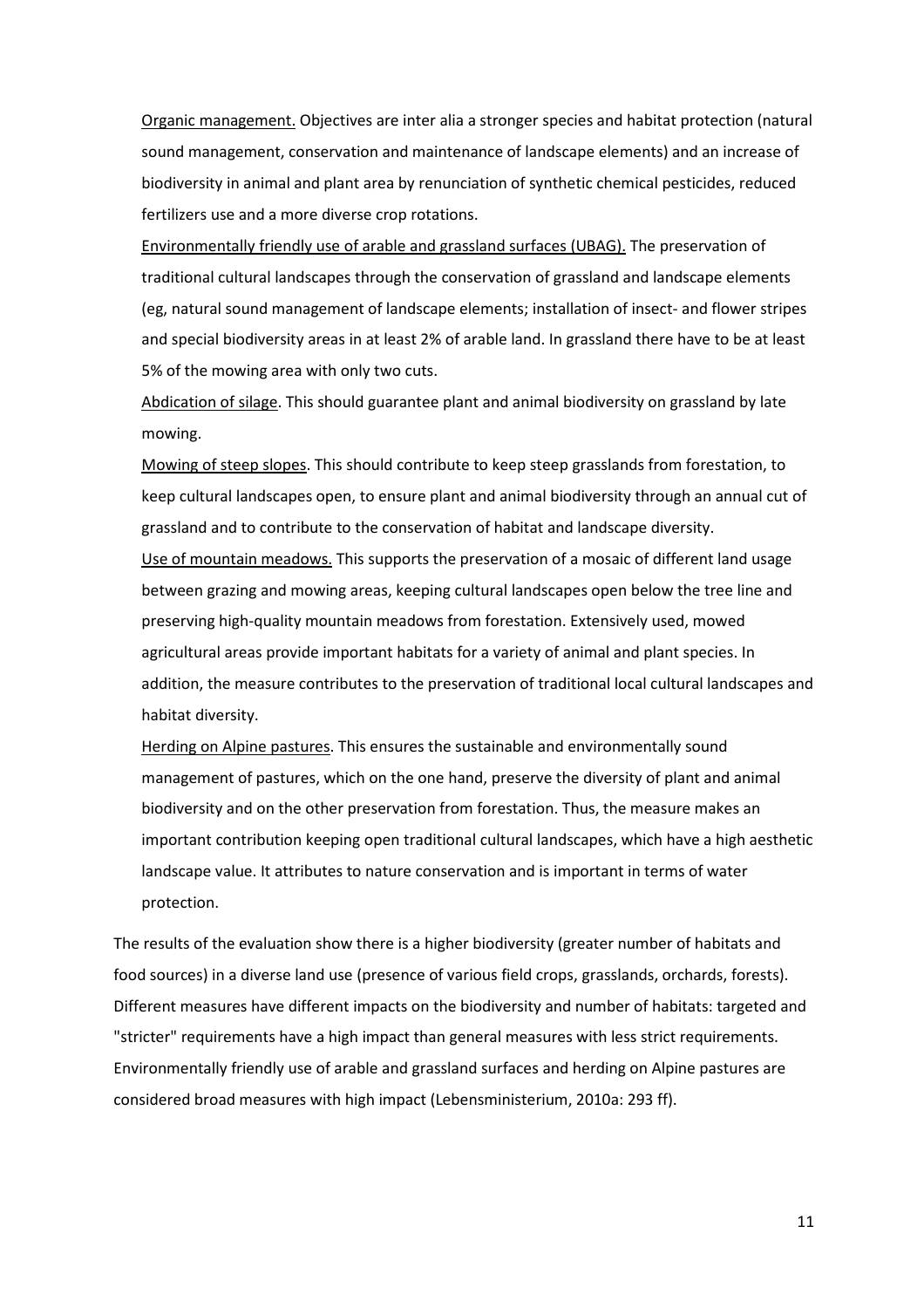<u>Organic management.</u> Objectives are inter alia a stronger species and habitat protection (natural sound management, conservation and maintenance of landscape elements) and an increase of biodiversity in animal and plant area by renunciation of synthetic chemical pesticides, reduced fertilizers use and a more diverse crop rotations.

<u>Environmentally friendly use of arable and grassland surfaces (UBAG).</u> The preservation of traditional cultural landscapes through the conservation of grassland and landscape elements (eg, natural sound management of landscape elements; installation of insect- and flower stripes and special biodiversity areas in at least 2% of arable land. In grassland there have to be at least 5% of the mowing area with only two cuts.

<u>Abdication of silage</u>. This should guarantee plant and animal biodiversity on grassland by late mowing.

<u>Mowing of steep slopes</u>. This should contribute to keep steep grasslands from forestation, to keep cultural landscapes open, to ensure plant and animal biodiversity through an annual cut of grassland and to contribute to the conservation of habitat and landscape diversity.

<u>Use of mountain meadows.</u> This supports the preservation of a mosaic of different land usage between grazing and mowing areas, keeping cultural landscapes open below the tree line and preserving high-quality mountain meadows from forestation. Extensively used, mowed agricultural areas provide important habitats for a variety of animal and plant species. In addition, the measure contributes to the preservation of traditional local cultural landscapes and habitat diversity.

<u>Herding on Alpine pastures</u>. This ensures the sustainable and environmentally sound management of pastures, which on the one hand, preserve the diversity of plant and animal biodiversity and on the other preservation from forestation. Thus, the measure makes an important contribution keeping open traditional cultural landscapes, which have a high aesthetic landscape value. It attributes to nature conservation and is important in terms of water protection.

The results of the evaluation show there is a higher biodiversity (greater number of habitats and food sources) in a diverse land use (presence of various field crops, grasslands, orchards, forests). Different measures have different impacts on the biodiversity and number of habitats: targeted and "stricter" requirements have a high impact than general measures with less strict requirements. Environmentally friendly use of arable and grassland surfaces and herding on Alpine pastures are considered broad measures with high impact (Lebensministerium, 2010a: 293 ff).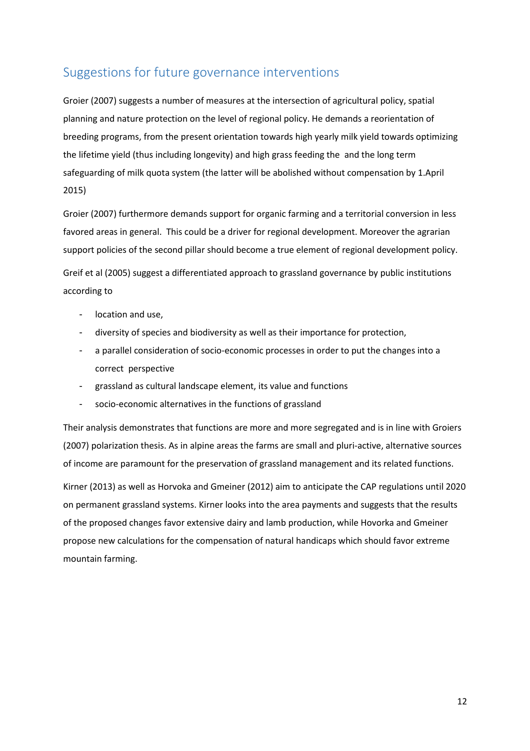## Suggestions for future governance interventions

Groier (2007) suggests a number of measures at the intersection of agricultural policy, spatial planning and nature protection on the level of regional policy. He demands a reorientation of breeding programs, from the present orientation towards high yearly milk yield towards optimizing the lifetime yield (thus including longevity) and high grass feeding the and the long term safeguarding of milk quota system (the latter will be abolished without compensation by 1.April 2015)

Groier (2007) furthermore demands support for organic farming and a territorial conversion in less favored areas in general. This could be a driver for regional development. Moreover the agrarian support policies of the second pillar should become a true element of regional development policy.

Greif et al (2005) suggest a differentiated approach to grassland governance by public institutions according to

- location and use,
- diversity of species and biodiversity as well as their importance for protection,
- a parallel consideration of socio-economic processes in order to put the changes into a correct perspective
- grassland as cultural landscape element, its value and functions
- socio-economic alternatives in the functions of grassland

Their analysis demonstrates that functions are more and more segregated and is in line with Groiers (2007) polarization thesis. As in alpine areas the farms are small and pluri-active, alternative sources of income are paramount for the preservation of grassland management and its related functions.

Kirner (2013) as well as Horvoka and Gmeiner (2012) aim to anticipate the CAP regulations until 2020 on permanent grassland systems. Kirner looks into the area payments and suggests that the results of the proposed changes favor extensive dairy and lamb production, while Hovorka and Gmeiner propose new calculations for the compensation of natural handicaps which should favor extreme mountain farming.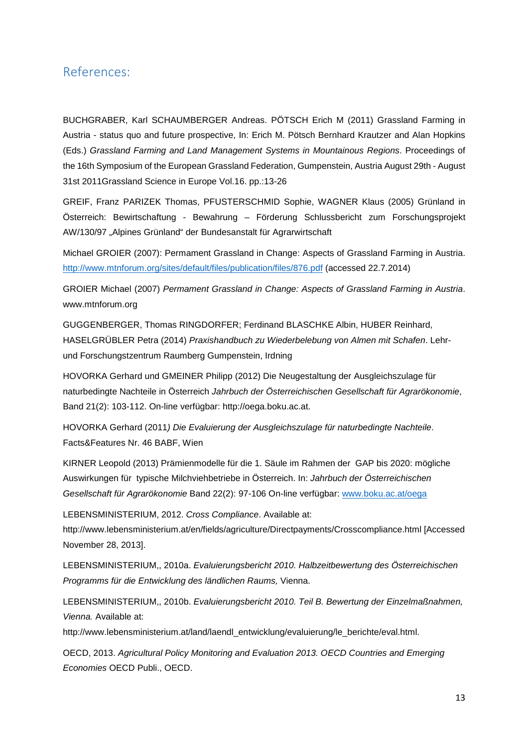## References:

BUCHGRABER, Karl SCHAUMBERGER Andreas. PÖTSCH Erich M (2011) Grassland Farming in Austria - status quo and future prospective, In: Erich M. Pötsch Bernhard Krautzer and Alan Hopkins (Eds.) *Grassland Farming and Land Management Systems in Mountainous Regions*. Proceedings of the 16th Symposium of the European Grassland Federation, Gumpenstein, Austria August 29th - August 31st 2011Grassland Science in Europe Vol.16. pp.:13-26

GREIF, Franz PARIZEK Thomas, PFUSTERSCHMID Sophie, WAGNER Klaus (2005) Grünland in Österreich: Bewirtschaftung - Bewahrung – Förderung Schlussbericht zum Forschungsprojekt AW/130/97 „Alpines Grünland" der Bundesanstalt für Agrarwirtschaft

Michael GROIER (2007): Permament Grassland in Change: Aspects of Grassland Farming in Austria. http://www.mtnforum.org/sites/default/files/publication/files/876.pdf (accessed 22.7.2014)

GROIER Michael (2007) *Permament Grassland in Change: Aspects of Grassland Farming in Austria*. www.mtnforum.org

GUGGENBERGER, Thomas RINGDORFER; Ferdinand BLASCHKE Albin, HUBER Reinhard, HASELGRÜBLER Petra (2014) *Praxishandbuch zu Wiederbelebung von Almen mit Schafen*. Lehr- und Forschungstzentrum Raumberg Gumpenstein, Irdning

HOVORKA Gerhard und GMEINER Philipp (2012) Die Neugestaltung der Ausgleichszulage für naturbedingte Nachteile in Österreich *Jahrbuch der Österreichischen Gesellschaft für Agrarökonomie*, Band 21(2): 103-112. On-line verfügbar: http://oega.boku.ac.at.

HOVORKA Gerhard (2011*) Die Evaluierung der Ausgleichszulage für naturbedingte Nachteile*. Facts&Features Nr. 46 BABF, Wien

KIRNER Leopold (2013) Prämienmodelle für die 1. Säule im Rahmen der GAP bis 2020: mögliche Auswirkungen für typische Milchviehbetriebe in Österreich. In: *Jahrbuch der Österreichischen Gesellschaft für Agrarökonomie* Band 22(2): 97-106 On-line verfügbar: www.boku.ac.at/oega

LEBENSMINISTERIUM, 2012. *Cross Compliance*. Available at: http://www.lebensministerium.at/en/fields/agriculture/Directpayments/Crosscompliance.html [Accessed November 28, 2013].

LEBENSMINISTERIUM,, 2010a. *Evaluierungsbericht 2010. Halbzeitbewertung des Österreichischen Programms für die Entwicklung des ländlichen Raums,* Vienna.

LEBENSMINISTERIUM,, 2010b. *Evaluierungsbericht 2010. Teil B. Bewertung der Einzelmaßnahmen, Vienna.* Available at: http://www.lebensministerium.at/land/laendl_entwicklung/evaluierung/le_berichte/eval.html.

OECD, 2013. *Agricultural Policy Monitoring and Evaluation 2013. OECD Countries and Emerging Economies* OECD Publi., OECD.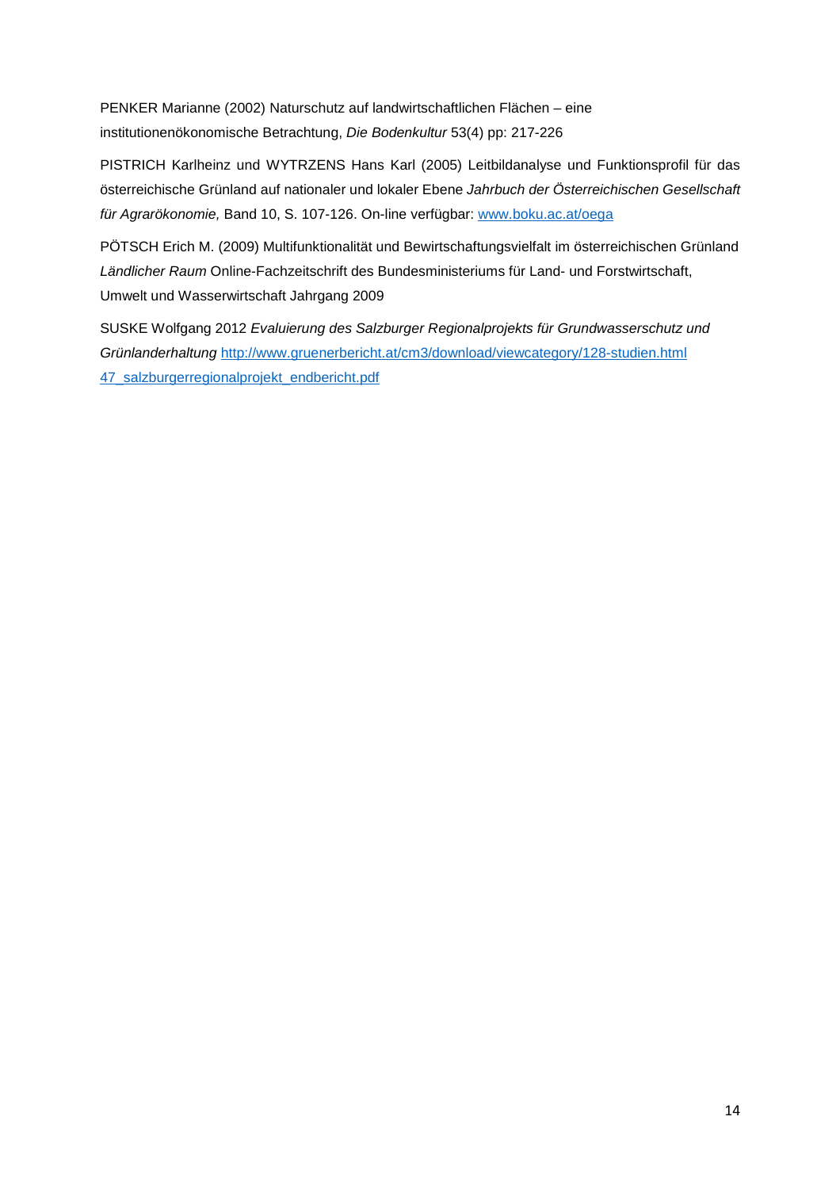PENKER Marianne (2002) Naturschutz auf landwirtschaftlichen Flächen – eine institutionenökonomische Betrachtung, *Die Bodenkultur* 53(4) pp: 217-226

PISTRICH Karlheinz und WYTRZENS Hans Karl (2005) Leitbildanalyse und Funktionsprofil für das österreichische Grünland auf nationaler und lokaler Ebene *Jahrbuch der Österreichischen Gesellschaft für Agrarökonomie,* Band 10, S. 107-126. On-line verfügbar: www.boku.ac.at/oega

PÖTSCH Erich M. (2009) Multifunktionalität und Bewirtschaftungsvielfalt im österreichischen Grünland *Ländlicher Raum* Online-Fachzeitschrift des Bundesministeriums für Land- und Forstwirtschaft, Umwelt und Wasserwirtschaft Jahrgang 2009

SUSKE Wolfgang 2012 *Evaluierung des Salzburger Regionalprojekts für Grundwasserschutz und Grünlanderhaltung* http://www.gruenerbericht.at/cm3/download/viewcategory/128-studien.html 47_salzburgerregionalprojekt_endbericht.pdf